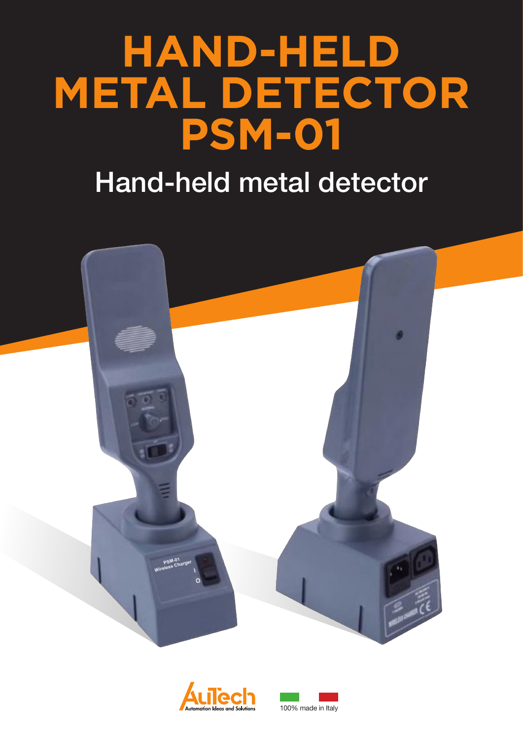# HAND-HELD METAL DETECTOR PSM-01

## Hand-held metal detector

AuTech Automation Ideas and Solutions

100% made in Italy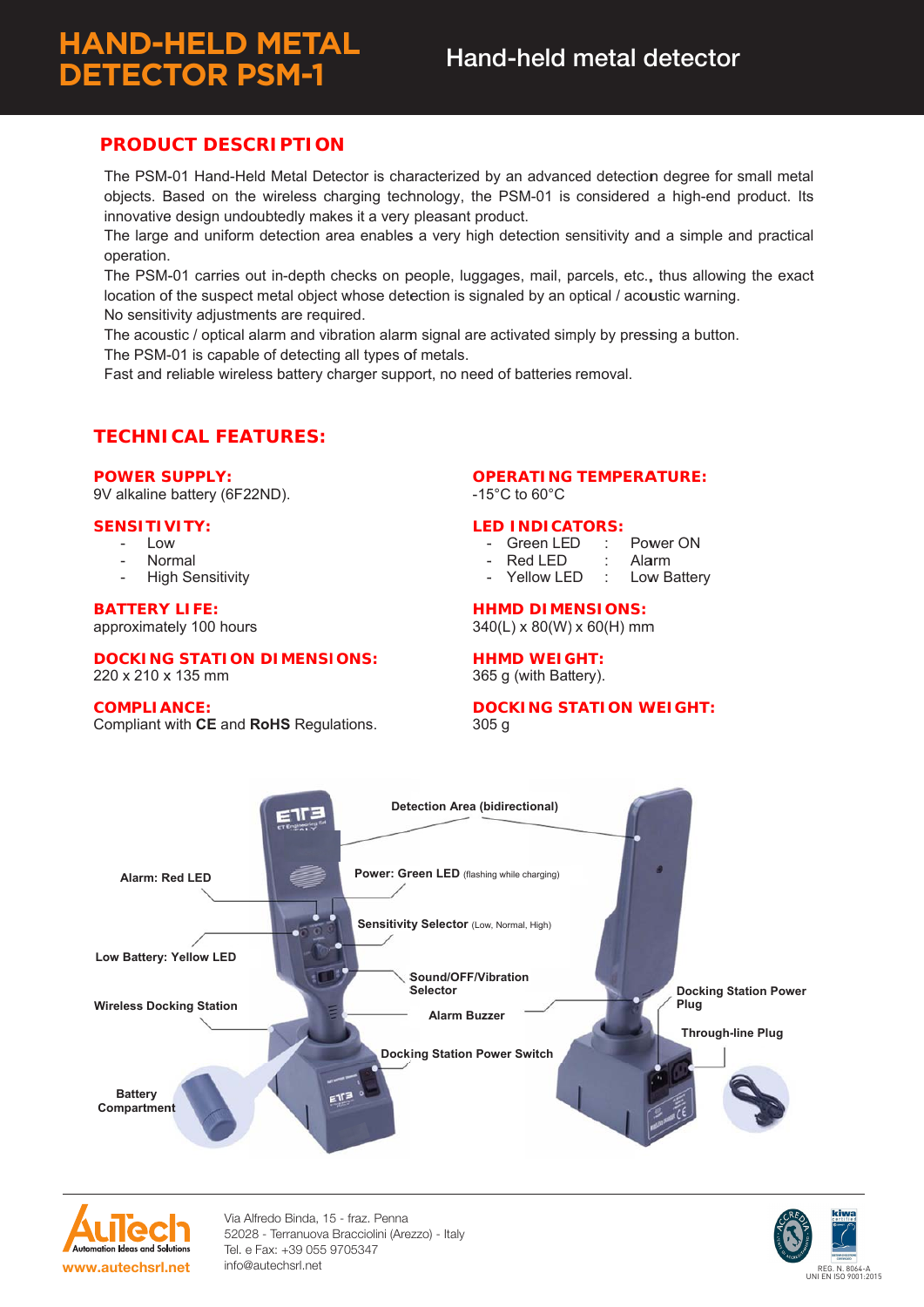# HAND-HELD METAL DETECTOR PSM-1

Hand-held metal detector

## PRODUCT DESCRIPTION

The PSM-01 Hand-Held Metal Detector is characterized by an advanced detection degree for small metal objects. Based on the wireless charging technology, the PSM-01 is considered a high-end product. Its innovative design undoubtedly makes it a very pleasant product.

The large and uniform detection area enables a very high detection sensitivity and a simple and practical operation.

The PSM-01 carries out in-depth checks on people, luggages, mail, parcels, etc., thus allowing the exact location of the suspect metal object whose detection is signaled by an optical / acoustic warning.

No sensitivity adjustments are required.

The acoustic / optical alarm and vibration alarm signal are activated simply by pressing a button.

The PSM-01 is capable of detecting all types of metals.

Fast and reliable wireless battery charger support, no need of batteries removal.

## TECHNICAL FEATURES:

### POWER SUPPLY:
9V alkaline battery (6F22ND).

### SENSITIVITY:
- Low
- Normal
- High Sensitivity

### BATTERY LIFE:
approximately 100 hours

### DOCKING STATION DIMENSIONS:
220 x 210 x 135 mm

### COMPLIANCE:
Compliant with **CE** and **RoHS** Regulations.

### OPERATING TEMPERATURE:
-15°C to 60°C

### LED INDICATORS:
- Green LED : Power ON
- Red LED : Alarm
- Yellow LED : Low Battery

### HHMD DIMENSIONS:
340(L) x 80(W) x 60(H) mm

### HHMD WEIGHT:
365 g (with Battery).

### DOCKING STATION WEIGHT:
305 g

Detection Area (bidirectional)

Alarm: Red LED

Power: Green LED (flashing while charging)

Sensitivity Selector (Low, Normal, High)

Low Battery: Yellow LED

Sound/OFF/Vibration Selector

Wireless Docking Station

Alarm Buzzer

Docking Station Power Plug

Through-line Plug

Docking Station Power Switch

Battery Compartment

AuTech Automation Ideas and Solutions
www.autechsrl.net

Via Alfredo Binda, 15 - fraz. Penna
52028 - Terranuova Bracciolini (Arezzo) - Italy
Tel. e Fax: +39 055 9705347
info@autechsrl.net

REG. N. 8064-A
UNI EN ISO 9001:2015